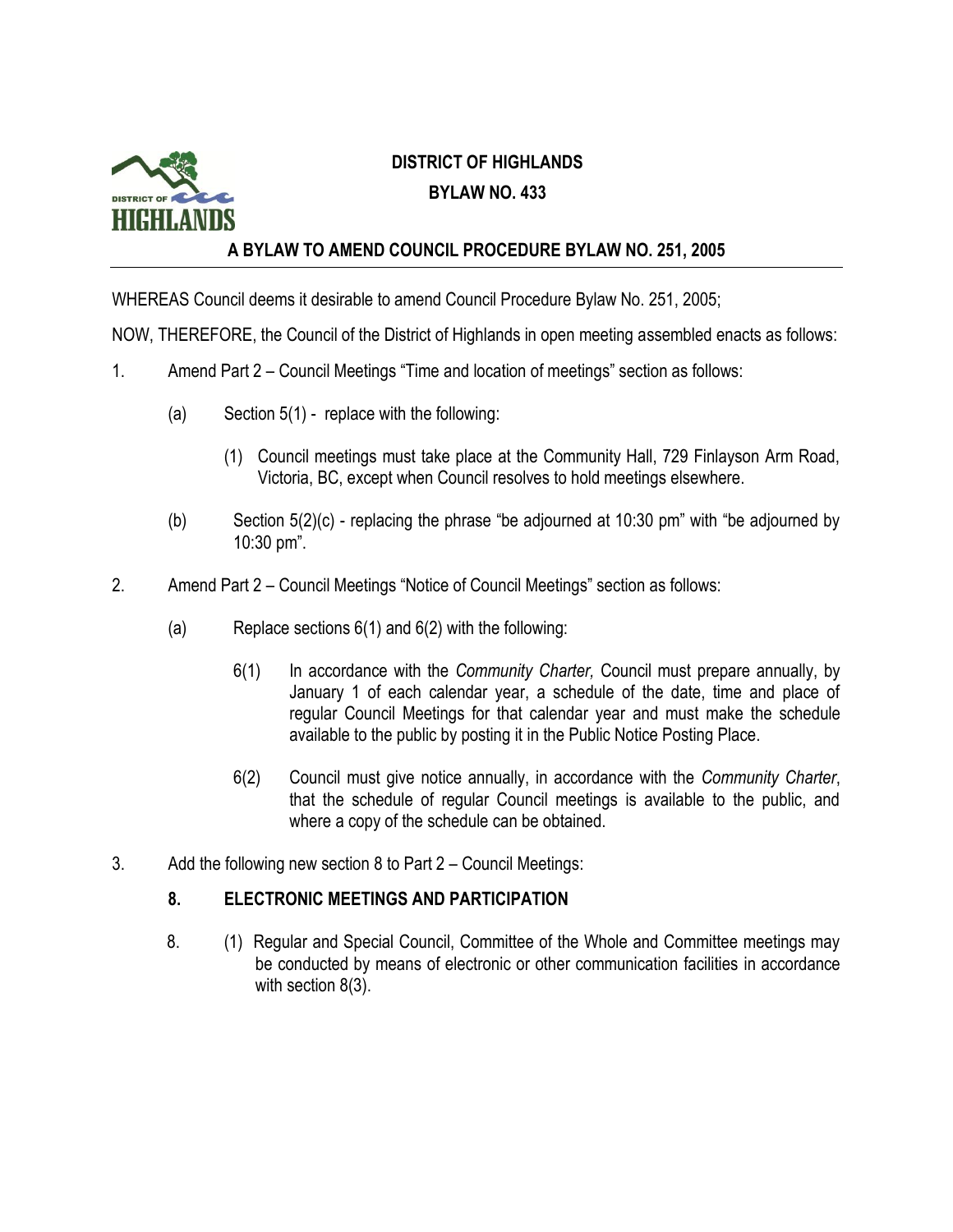# DISTRICT OF HIGHLANDS

## BYLAW NO. 433

## A BYLAW TO AMEND COUNCIL PROCEDURE BYLAW NO. 251, 2005

WHEREAS Council deems it desirable to amend Council Procedure Bylaw No. 251, 2005;

NOW, THEREFORE, the Council of the District of Highlands in open meeting assembled enacts as follows:

1. Amend Part 2 – Council Meetings "Time and location of meetings" section as follows:

   (a) Section 5(1) - replace with the following:

   (1) Council meetings must take place at the Community Hall, 729 Finlayson Arm Road, Victoria, BC, except when Council resolves to hold meetings elsewhere.

   (b) Section 5(2)(c) - replacing the phrase "be adjourned at 10:30 pm" with "be adjourned by 10:30 pm".

2. Amend Part 2 – Council Meetings "Notice of Council Meetings" section as follows:

   (a) Replace sections 6(1) and 6(2) with the following:

   6(1) In accordance with the *Community Charter*, Council must prepare annually, by January 1 of each calendar year, a schedule of the date, time and place of regular Council Meetings for that calendar year and must make the schedule available to the public by posting it in the Public Notice Posting Place.

   6(2) Council must give notice annually, in accordance with the *Community Charter*, that the schedule of regular Council meetings is available to the public, and where a copy of the schedule can be obtained.

3. Add the following new section 8 to Part 2 – Council Meetings:

   **8. ELECTRONIC MEETINGS AND PARTICIPATION**

   8. (1) Regular and Special Council, Committee of the Whole and Committee meetings may be conducted by means of electronic or other communication facilities in accordance with section 8(3).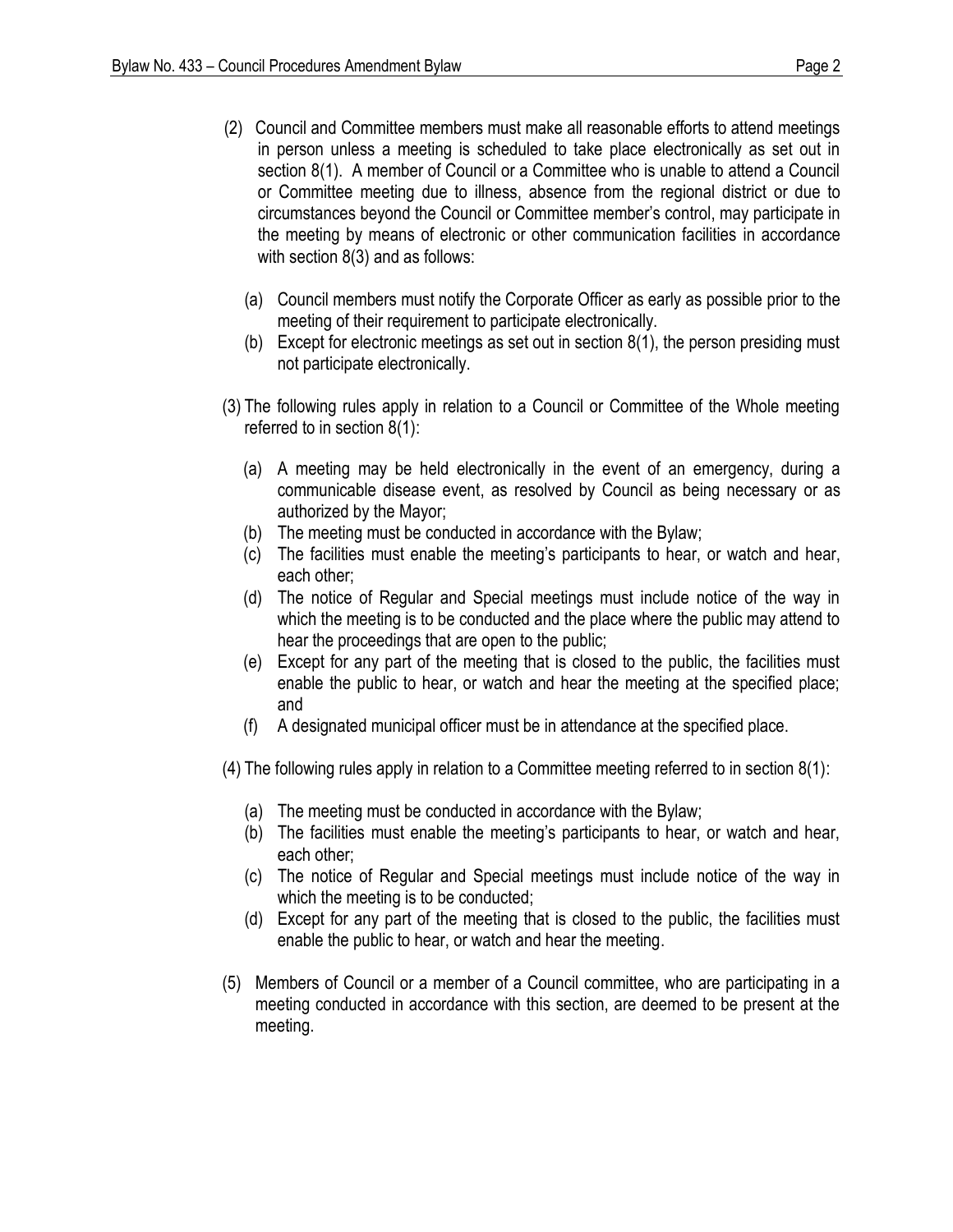(2) Council and Committee members must make all reasonable efforts to attend meetings in person unless a meeting is scheduled to take place electronically as set out in section 8(1). A member of Council or a Committee who is unable to attend a Council or Committee meeting due to illness, absence from the regional district or due to circumstances beyond the Council or Committee member's control, may participate in the meeting by means of electronic or other communication facilities in accordance with section 8(3) and as follows:

   (a) Council members must notify the Corporate Officer as early as possible prior to the meeting of their requirement to participate electronically.
   (b) Except for electronic meetings as set out in section 8(1), the person presiding must not participate electronically.

(3) The following rules apply in relation to a Council or Committee of the Whole meeting referred to in section 8(1):

   (a) A meeting may be held electronically in the event of an emergency, during a communicable disease event, as resolved by Council as being necessary or as authorized by the Mayor;
   (b) The meeting must be conducted in accordance with the Bylaw;
   (c) The facilities must enable the meeting's participants to hear, or watch and hear, each other;
   (d) The notice of Regular and Special meetings must include notice of the way in which the meeting is to be conducted and the place where the public may attend to hear the proceedings that are open to the public;
   (e) Except for any part of the meeting that is closed to the public, the facilities must enable the public to hear, or watch and hear the meeting at the specified place; and
   (f) A designated municipal officer must be in attendance at the specified place.

(4) The following rules apply in relation to a Committee meeting referred to in section 8(1):

   (a) The meeting must be conducted in accordance with the Bylaw;
   (b) The facilities must enable the meeting's participants to hear, or watch and hear, each other;
   (c) The notice of Regular and Special meetings must include notice of the way in which the meeting is to be conducted;
   (d) Except for any part of the meeting that is closed to the public, the facilities must enable the public to hear, or watch and hear the meeting.

(5) Members of Council or a member of a Council committee, who are participating in a meeting conducted in accordance with this section, are deemed to be present at the meeting.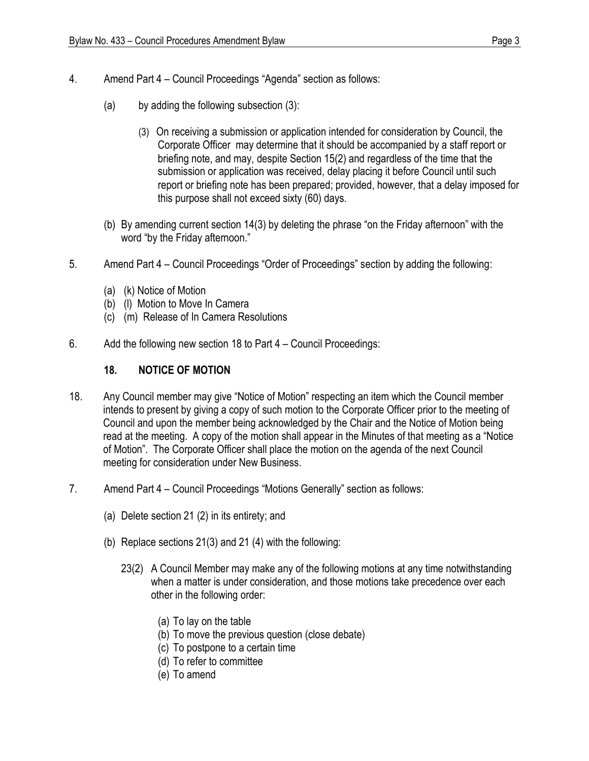4. Amend Part 4 – Council Proceedings "Agenda" section as follows:

   (a) by adding the following subsection (3):

   (3) On receiving a submission or application intended for consideration by Council, the Corporate Officer may determine that it should be accompanied by a staff report or briefing note, and may, despite Section 15(2) and regardless of the time that the submission or application was received, delay placing it before Council until such report or briefing note has been prepared; provided, however, that a delay imposed for this purpose shall not exceed sixty (60) days.

   (b) By amending current section 14(3) by deleting the phrase "on the Friday afternoon" with the word "by the Friday afternoon."

5. Amend Part 4 – Council Proceedings "Order of Proceedings" section by adding the following:

   (a) (k) Notice of Motion
   (b) (l) Motion to Move In Camera
   (c) (m) Release of In Camera Resolutions

6. Add the following new section 18 to Part 4 – Council Proceedings:

### 18. NOTICE OF MOTION

18. Any Council member may give "Notice of Motion" respecting an item which the Council member intends to present by giving a copy of such motion to the Corporate Officer prior to the meeting of Council and upon the member being acknowledged by the Chair and the Notice of Motion being read at the meeting. A copy of the motion shall appear in the Minutes of that meeting as a "Notice of Motion". The Corporate Officer shall place the motion on the agenda of the next Council meeting for consideration under New Business.

7. Amend Part 4 – Council Proceedings "Motions Generally" section as follows:

   (a) Delete section 21 (2) in its entirety; and

   (b) Replace sections 21(3) and 21 (4) with the following:

   23(2) A Council Member may make any of the following motions at any time notwithstanding when a matter is under consideration, and those motions take precedence over each other in the following order:

   (a) To lay on the table
   (b) To move the previous question (close debate)
   (c) To postpone to a certain time
   (d) To refer to committee
   (e) To amend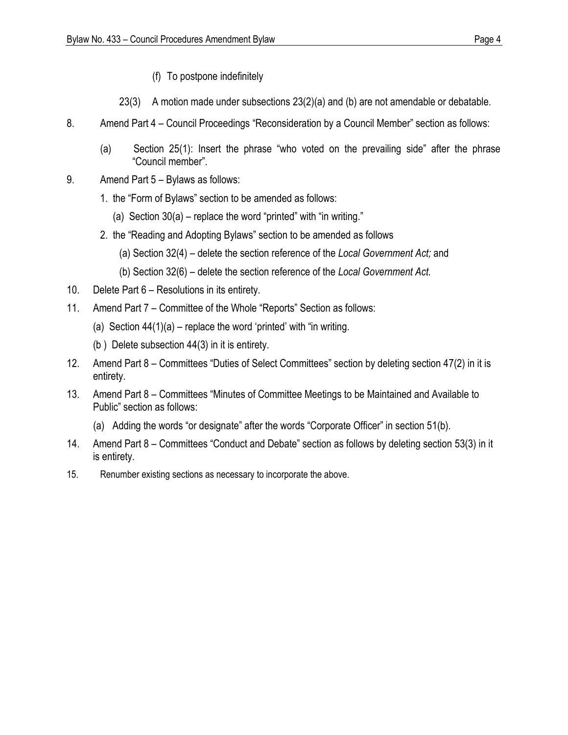(f) To postpone indefinitely

23(3) A motion made under subsections 23(2)(a) and (b) are not amendable or debatable.

8. Amend Part 4 – Council Proceedings "Reconsideration by a Council Member" section as follows:

   (a) Section 25(1): Insert the phrase "who voted on the prevailing side" after the phrase "Council member".

9. Amend Part 5 – Bylaws as follows:

   1. the "Form of Bylaws" section to be amended as follows:

      (a) Section 30(a) – replace the word "printed" with "in writing."

   2. the "Reading and Adopting Bylaws" section to be amended as follows

      (a) Section 32(4) – delete the section reference of the *Local Government Act;* and

      (b) Section 32(6) – delete the section reference of the *Local Government Act.*

10. Delete Part 6 – Resolutions in its entirety.

11. Amend Part 7 – Committee of the Whole "Reports" Section as follows:

    (a) Section 44(1)(a) – replace the word 'printed' with "in writing.

    (b ) Delete subsection 44(3) in it is entirety.

12. Amend Part 8 – Committees "Duties of Select Committees" section by deleting section 47(2) in it is entirety.

13. Amend Part 8 – Committees "Minutes of Committee Meetings to be Maintained and Available to Public" section as follows:

    (a) Adding the words "or designate" after the words "Corporate Officer" in section 51(b).

14. Amend Part 8 – Committees "Conduct and Debate" section as follows by deleting section 53(3) in it is entirety.

15. Renumber existing sections as necessary to incorporate the above.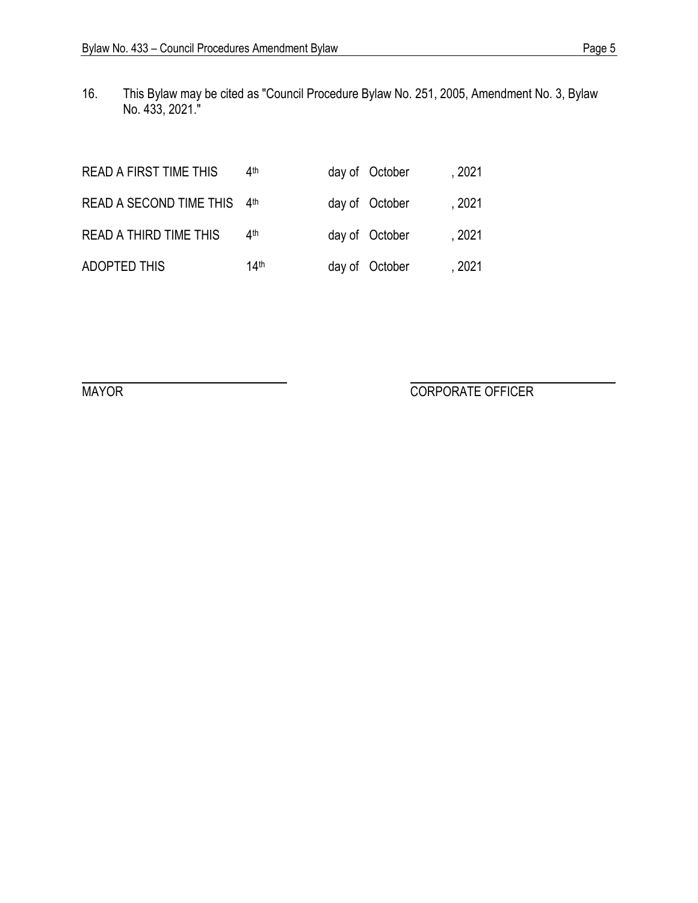16. This Bylaw may be cited as "Council Procedure Bylaw No. 251, 2005, Amendment No. 3, Bylaw No. 433, 2021."

| | | | | |
|---|---|---|---|---|
| READ A FIRST TIME THIS | 4th | day of | October | , 2021 |
| READ A SECOND TIME THIS | 4th | day of | October | , 2021 |
| READ A THIRD TIME THIS | 4th | day of | October | , 2021 |
| ADOPTED THIS | 14th | day of | October | , 2021 |

MAYOR

CORPORATE OFFICER